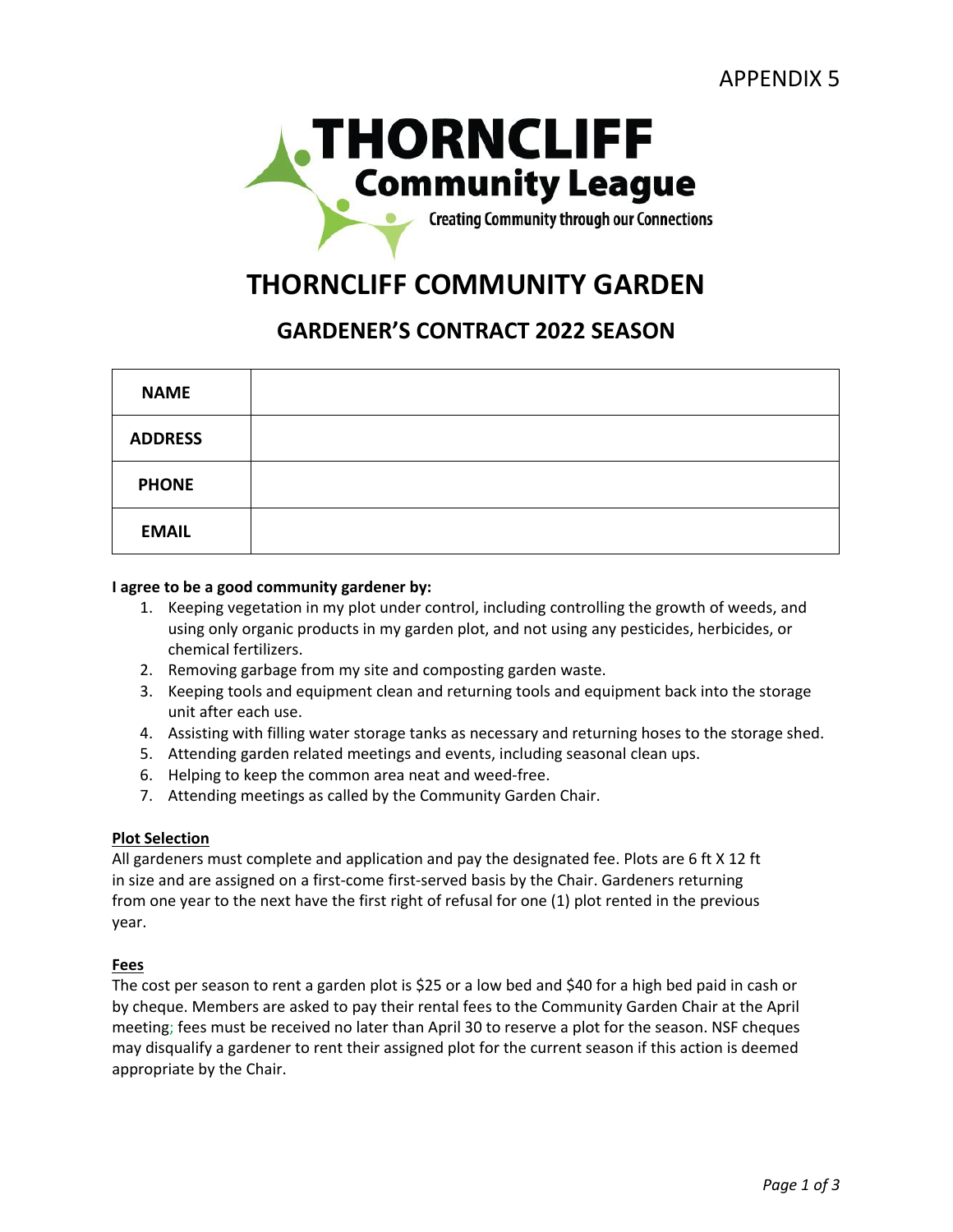APPENDIX 5

THORNCLIFF
Community League
Creating Community through our Connections

# THORNCLIFF COMMUNITY GARDEN

## GARDENER'S CONTRACT 2022 SEASON

| NAME | |
|---|---|
| ADDRESS | |
| PHONE | |
| EMAIL | |

**I agree to be a good community gardener by:**

1. Keeping vegetation in my plot under control, including controlling the growth of weeds, and using only organic products in my garden plot, and not using any pesticides, herbicides, or chemical fertilizers.
2. Removing garbage from my site and composting garden waste.
3. Keeping tools and equipment clean and returning tools and equipment back into the storage unit after each use.
4. Assisting with filling water storage tanks as necessary and returning hoses to the storage shed.
5. Attending garden related meetings and events, including seasonal clean ups.
6. Helping to keep the common area neat and weed-free.
7. Attending meetings as called by the Community Garden Chair.

**Plot Selection**

All gardeners must complete and application and pay the designated fee. Plots are 6 ft X 12 ft in size and are assigned on a first-come first-served basis by the Chair. Gardeners returning from one year to the next have the first right of refusal for one (1) plot rented in the previous year.

**Fees**

The cost per season to rent a garden plot is $25 or a low bed and $40 for a high bed paid in cash or by cheque. Members are asked to pay their rental fees to the Community Garden Chair at the April meeting; fees must be received no later than April 30 to reserve a plot for the season. NSF cheques may disqualify a gardener to rent their assigned plot for the current season if this action is deemed appropriate by the Chair.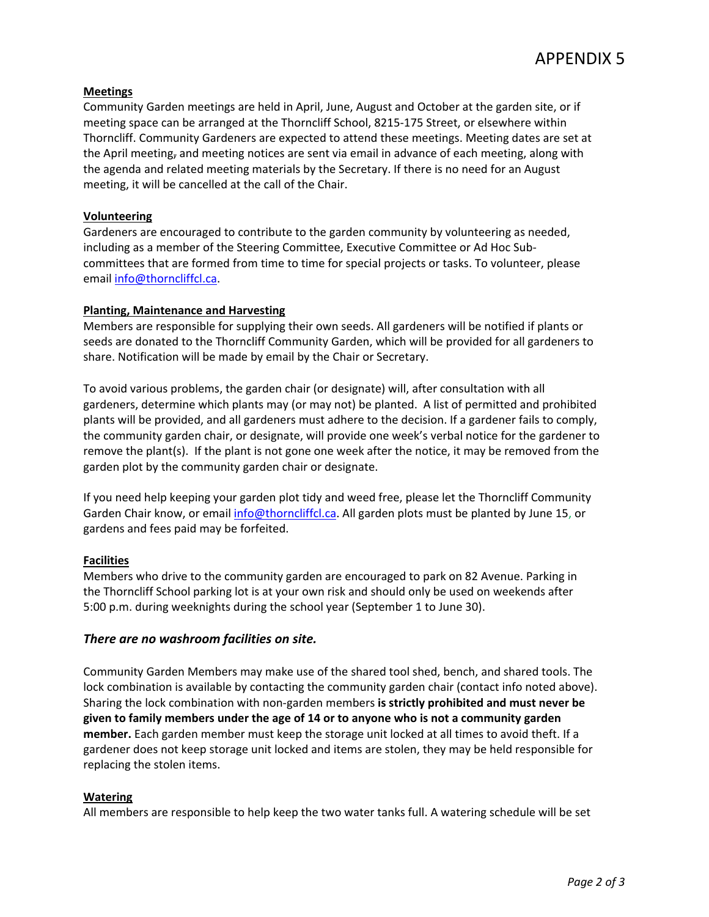# APPENDIX 5

**Meetings**

Community Garden meetings are held in April, June, August and October at the garden site, or if meeting space can be arranged at the Thorncliff School, 8215-175 Street, or elsewhere within Thorncliff. Community Gardeners are expected to attend these meetings. Meeting dates are set at the April meeting, and meeting notices are sent via email in advance of each meeting, along with the agenda and related meeting materials by the Secretary. If there is no need for an August meeting, it will be cancelled at the call of the Chair.

**Volunteering**

Gardeners are encouraged to contribute to the garden community by volunteering as needed, including as a member of the Steering Committee, Executive Committee or Ad Hoc Sub-committees that are formed from time to time for special projects or tasks. To volunteer, please email info@thorncliffcl.ca.

**Planting, Maintenance and Harvesting**

Members are responsible for supplying their own seeds. All gardeners will be notified if plants or seeds are donated to the Thorncliff Community Garden, which will be provided for all gardeners to share. Notification will be made by email by the Chair or Secretary.

To avoid various problems, the garden chair (or designate) will, after consultation with all gardeners, determine which plants may (or may not) be planted. A list of permitted and prohibited plants will be provided, and all gardeners must adhere to the decision. If a gardener fails to comply, the community garden chair, or designate, will provide one week's verbal notice for the gardener to remove the plant(s). If the plant is not gone one week after the notice, it may be removed from the garden plot by the community garden chair or designate.

If you need help keeping your garden plot tidy and weed free, please let the Thorncliff Community Garden Chair know, or email info@thorncliffcl.ca. All garden plots must be planted by June 15, or gardens and fees paid may be forfeited.

**Facilities**

Members who drive to the community garden are encouraged to park on 82 Avenue. Parking in the Thorncliff School parking lot is at your own risk and should only be used on weekends after 5:00 p.m. during weeknights during the school year (September 1 to June 30).

***There are no washroom facilities on site.***

Community Garden Members may make use of the shared tool shed, bench, and shared tools. The lock combination is available by contacting the community garden chair (contact info noted above). Sharing the lock combination with non-garden members **is strictly prohibited and must never be given to family members under the age of 14 or to anyone who is not a community garden member.** Each garden member must keep the storage unit locked at all times to avoid theft. If a gardener does not keep storage unit locked and items are stolen, they may be held responsible for replacing the stolen items.

**Watering**

All members are responsible to help keep the two water tanks full. A watering schedule will be set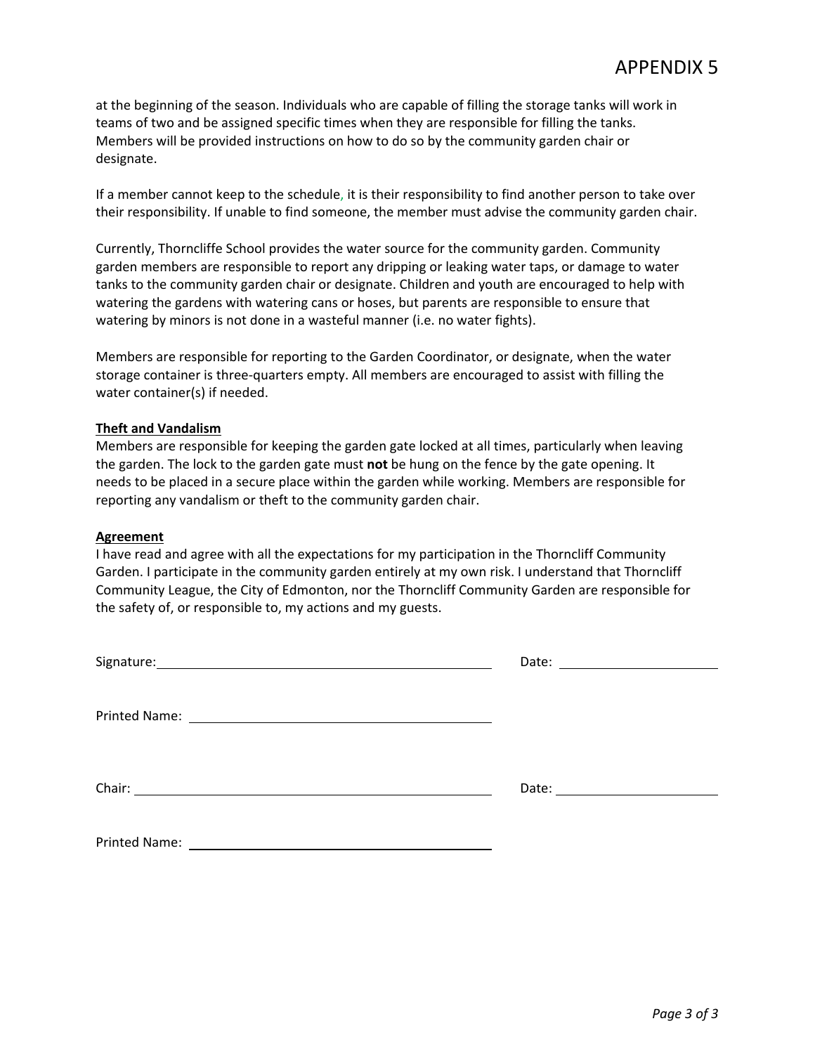at the beginning of the season. Individuals who are capable of filling the storage tanks will work in teams of two and be assigned specific times when they are responsible for filling the tanks. Members will be provided instructions on how to do so by the community garden chair or designate.

If a member cannot keep to the schedule, it is their responsibility to find another person to take over their responsibility. If unable to find someone, the member must advise the community garden chair.

Currently, Thorncliffe School provides the water source for the community garden. Community garden members are responsible to report any dripping or leaking water taps, or damage to water tanks to the community garden chair or designate. Children and youth are encouraged to help with watering the gardens with watering cans or hoses, but parents are responsible to ensure that watering by minors is not done in a wasteful manner (i.e. no water fights).

Members are responsible for reporting to the Garden Coordinator, or designate, when the water storage container is three-quarters empty. All members are encouraged to assist with filling the water container(s) if needed.

**Theft and Vandalism**

Members are responsible for keeping the garden gate locked at all times, particularly when leaving the garden. The lock to the garden gate must **not** be hung on the fence by the gate opening. It needs to be placed in a secure place within the garden while working. Members are responsible for reporting any vandalism or theft to the community garden chair.

**Agreement**

I have read and agree with all the expectations for my participation in the Thorncliff Community Garden. I participate in the community garden entirely at my own risk. I understand that Thorncliff Community League, the City of Edmonton, nor the Thorncliff Community Garden are responsible for the safety of, or responsible to, my actions and my guests.

Signature: ______________________________ Date: ________________

Printed Name: ______________________________

Chair: ______________________________ Date: ________________

Printed Name: ______________________________